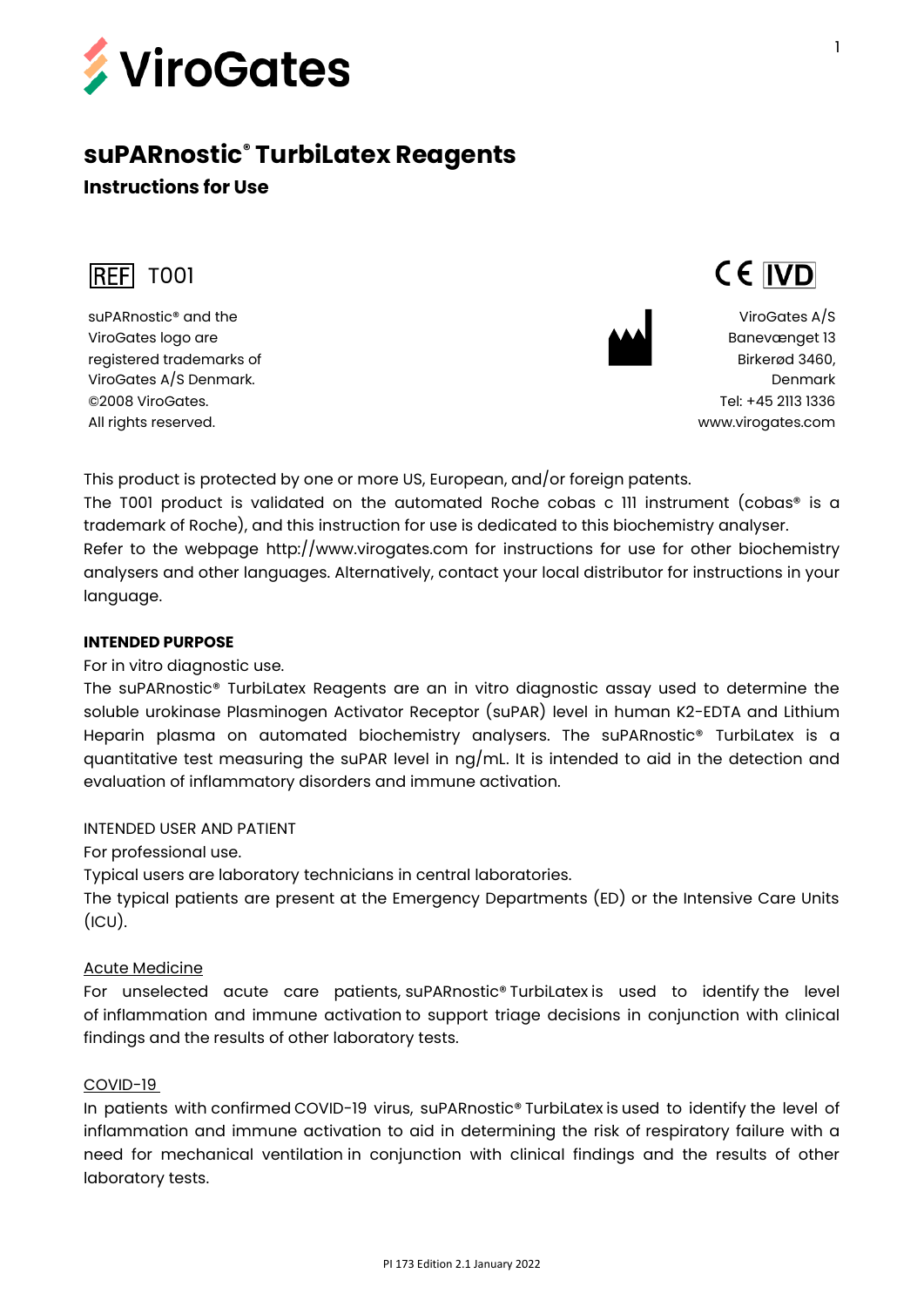ViroGates

# suPARnostic® TurbiLatex Reagents

## Instructions for Use

REF T001

CE IVD

suPARnostic® and the ViroGates logo are registered trademarks of ViroGates A/S Denmark.
©2008 ViroGates.
All rights reserved.

ViroGates A/S
Banevænget 13
Birkerød 3460,
Denmark
Tel: +45 2113 1336
www.virogates.com

This product is protected by one or more US, European, and/or foreign patents.
The T001 product is validated on the automated Roche cobas c 111 instrument (cobas® is a trademark of Roche), and this instruction for use is dedicated to this biochemistry analyser.
Refer to the webpage http://www.virogates.com for instructions for use for other biochemistry analysers and other languages. Alternatively, contact your local distributor for instructions in your language.

**INTENDED PURPOSE**

For in vitro diagnostic use.
The suPARnostic® TurbiLatex Reagents are an in vitro diagnostic assay used to determine the soluble urokinase Plasminogen Activator Receptor (suPAR) level in human K2-EDTA and Lithium Heparin plasma on automated biochemistry analysers. The suPARnostic® TurbiLatex is a quantitative test measuring the suPAR level in ng/mL. It is intended to aid in the detection and evaluation of inflammatory disorders and immune activation.

INTENDED USER AND PATIENT

For professional use.
Typical users are laboratory technicians in central laboratories.
The typical patients are present at the Emergency Departments (ED) or the Intensive Care Units (ICU).

<u>Acute Medicine</u>

For unselected acute care patients, suPARnostic® TurbiLatex is used to identify the level of inflammation and immune activation to support triage decisions in conjunction with clinical findings and the results of other laboratory tests.

<u>COVID-19</u>

In patients with confirmed COVID-19 virus, suPARnostic® TurbiLatex is used to identify the level of inflammation and immune activation to aid in determining the risk of respiratory failure with a need for mechanical ventilation in conjunction with clinical findings and the results of other laboratory tests.

PI 173 Edition 2.1 January 2022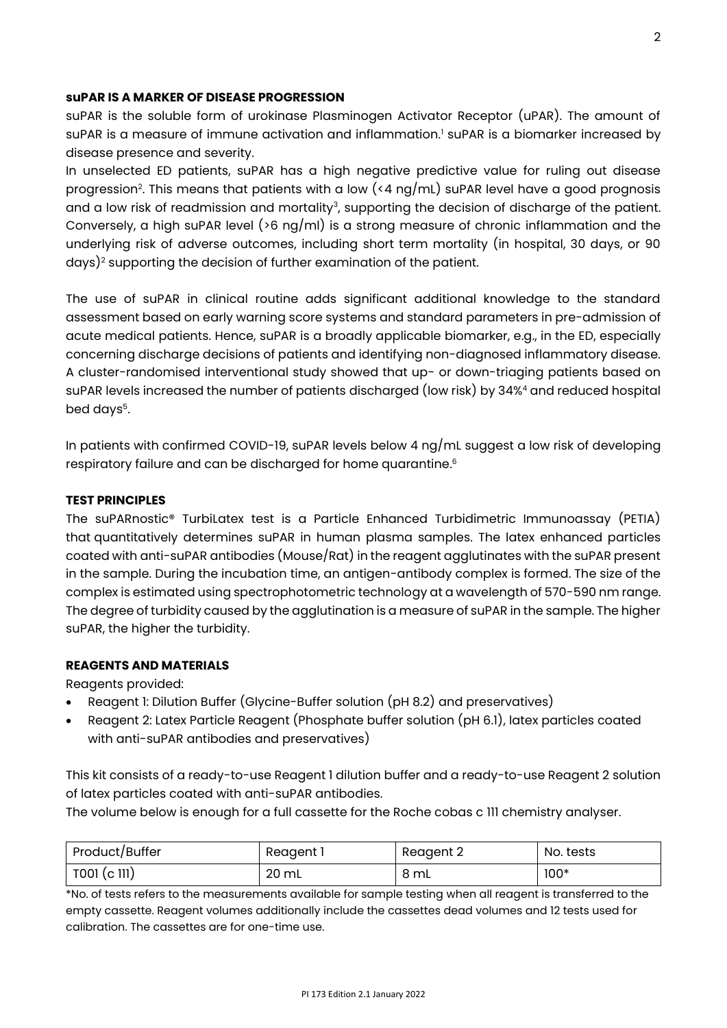### suPAR IS A MARKER OF DISEASE PROGRESSION

suPAR is the soluble form of urokinase Plasminogen Activator Receptor (uPAR). The amount of suPAR is a measure of immune activation and inflammation.[1] suPAR is a biomarker increased by disease presence and severity.

In unselected ED patients, suPAR has a high negative predictive value for ruling out disease progression[2]. This means that patients with a low (<4 ng/mL) suPAR level have a good prognosis and a low risk of readmission and mortality[3], supporting the decision of discharge of the patient. Conversely, a high suPAR level (>6 ng/ml) is a strong measure of chronic inflammation and the underlying risk of adverse outcomes, including short term mortality (in hospital, 30 days, or 90 days)[2] supporting the decision of further examination of the patient.

The use of suPAR in clinical routine adds significant additional knowledge to the standard assessment based on early warning score systems and standard parameters in pre-admission of acute medical patients. Hence, suPAR is a broadly applicable biomarker, e.g., in the ED, especially concerning discharge decisions of patients and identifying non-diagnosed inflammatory disease. A cluster-randomised interventional study showed that up- or down-triaging patients based on suPAR levels increased the number of patients discharged (low risk) by 34%[4] and reduced hospital bed days[5].

In patients with confirmed COVID-19, suPAR levels below 4 ng/mL suggest a low risk of developing respiratory failure and can be discharged for home quarantine.[6]

### TEST PRINCIPLES

The suPARnostic® TurbiLatex test is a Particle Enhanced Turbidimetric Immunoassay (PETIA) that quantitatively determines suPAR in human plasma samples. The latex enhanced particles coated with anti-suPAR antibodies (Mouse/Rat) in the reagent agglutinates with the suPAR present in the sample. During the incubation time, an antigen-antibody complex is formed. The size of the complex is estimated using spectrophotometric technology at a wavelength of 570-590 nm range. The degree of turbidity caused by the agglutination is a measure of suPAR in the sample. The higher suPAR, the higher the turbidity.

### REAGENTS AND MATERIALS

Reagents provided:

- Reagent 1: Dilution Buffer (Glycine-Buffer solution (pH 8.2) and preservatives)
- Reagent 2: Latex Particle Reagent (Phosphate buffer solution (pH 6.1), latex particles coated with anti-suPAR antibodies and preservatives)

This kit consists of a ready-to-use Reagent 1 dilution buffer and a ready-to-use Reagent 2 solution of latex particles coated with anti-suPAR antibodies.

The volume below is enough for a full cassette for the Roche cobas c 111 chemistry analyser.

| Product/Buffer | Reagent 1 | Reagent 2 | No. tests |
|---|---|---|---|
| T001 (c 111) | 20 mL | 8 mL | 100* |

*No. of tests refers to the measurements available for sample testing when all reagent is transferred to the empty cassette. Reagent volumes additionally include the cassettes dead volumes and 12 tests used for calibration. The cassettes are for one-time use.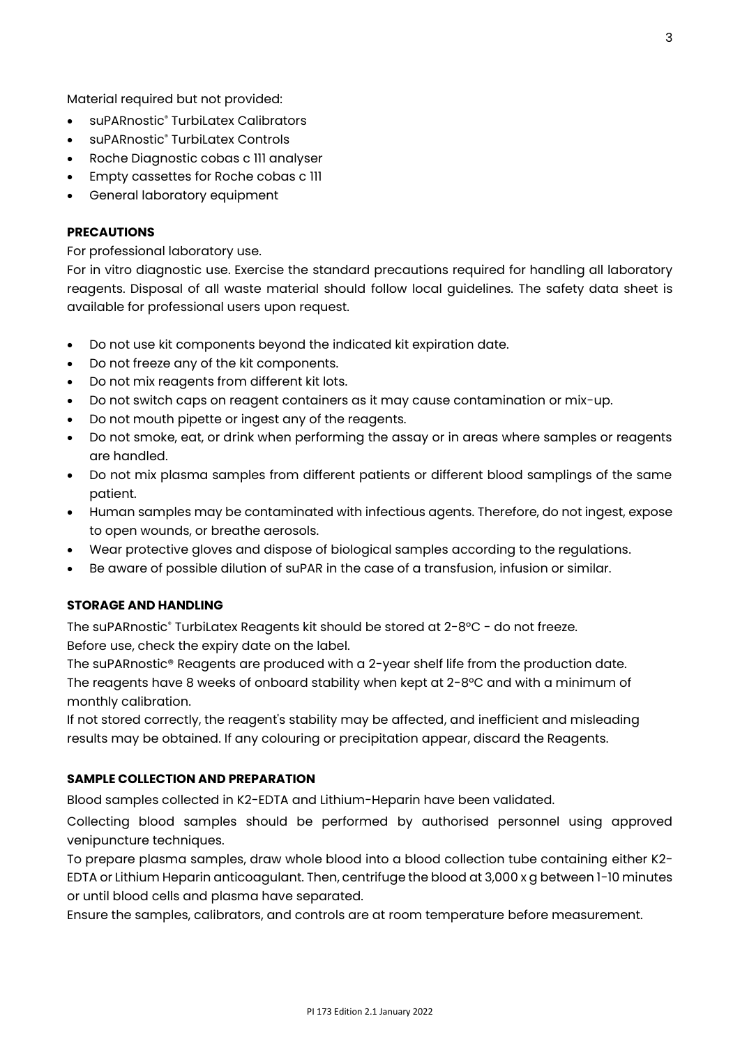Material required but not provided:

- suPARnostic® TurbiLatex Calibrators
- suPARnostic® TurbiLatex Controls
- Roche Diagnostic cobas c 111 analyser
- Empty cassettes for Roche cobas c 111
- General laboratory equipment

**PRECAUTIONS**

For professional laboratory use.

For in vitro diagnostic use. Exercise the standard precautions required for handling all laboratory reagents. Disposal of all waste material should follow local guidelines. The safety data sheet is available for professional users upon request.

- Do not use kit components beyond the indicated kit expiration date.
- Do not freeze any of the kit components.
- Do not mix reagents from different kit lots.
- Do not switch caps on reagent containers as it may cause contamination or mix-up.
- Do not mouth pipette or ingest any of the reagents.
- Do not smoke, eat, or drink when performing the assay or in areas where samples or reagents are handled.
- Do not mix plasma samples from different patients or different blood samplings of the same patient.
- Human samples may be contaminated with infectious agents. Therefore, do not ingest, expose to open wounds, or breathe aerosols.
- Wear protective gloves and dispose of biological samples according to the regulations.
- Be aware of possible dilution of suPAR in the case of a transfusion, infusion or similar.

**STORAGE AND HANDLING**

The suPARnostic® TurbiLatex Reagents kit should be stored at 2-8°C - do not freeze.
Before use, check the expiry date on the label.
The suPARnostic® Reagents are produced with a 2-year shelf life from the production date.
The reagents have 8 weeks of onboard stability when kept at 2-8°C and with a minimum of monthly calibration.
If not stored correctly, the reagent's stability may be affected, and inefficient and misleading results may be obtained. If any colouring or precipitation appear, discard the Reagents.

**SAMPLE COLLECTION AND PREPARATION**

Blood samples collected in K2-EDTA and Lithium-Heparin have been validated.

Collecting blood samples should be performed by authorised personnel using approved venipuncture techniques.

To prepare plasma samples, draw whole blood into a blood collection tube containing either K2-EDTA or Lithium Heparin anticoagulant. Then, centrifuge the blood at 3,000 x g between 1-10 minutes or until blood cells and plasma have separated.

Ensure the samples, calibrators, and controls are at room temperature before measurement.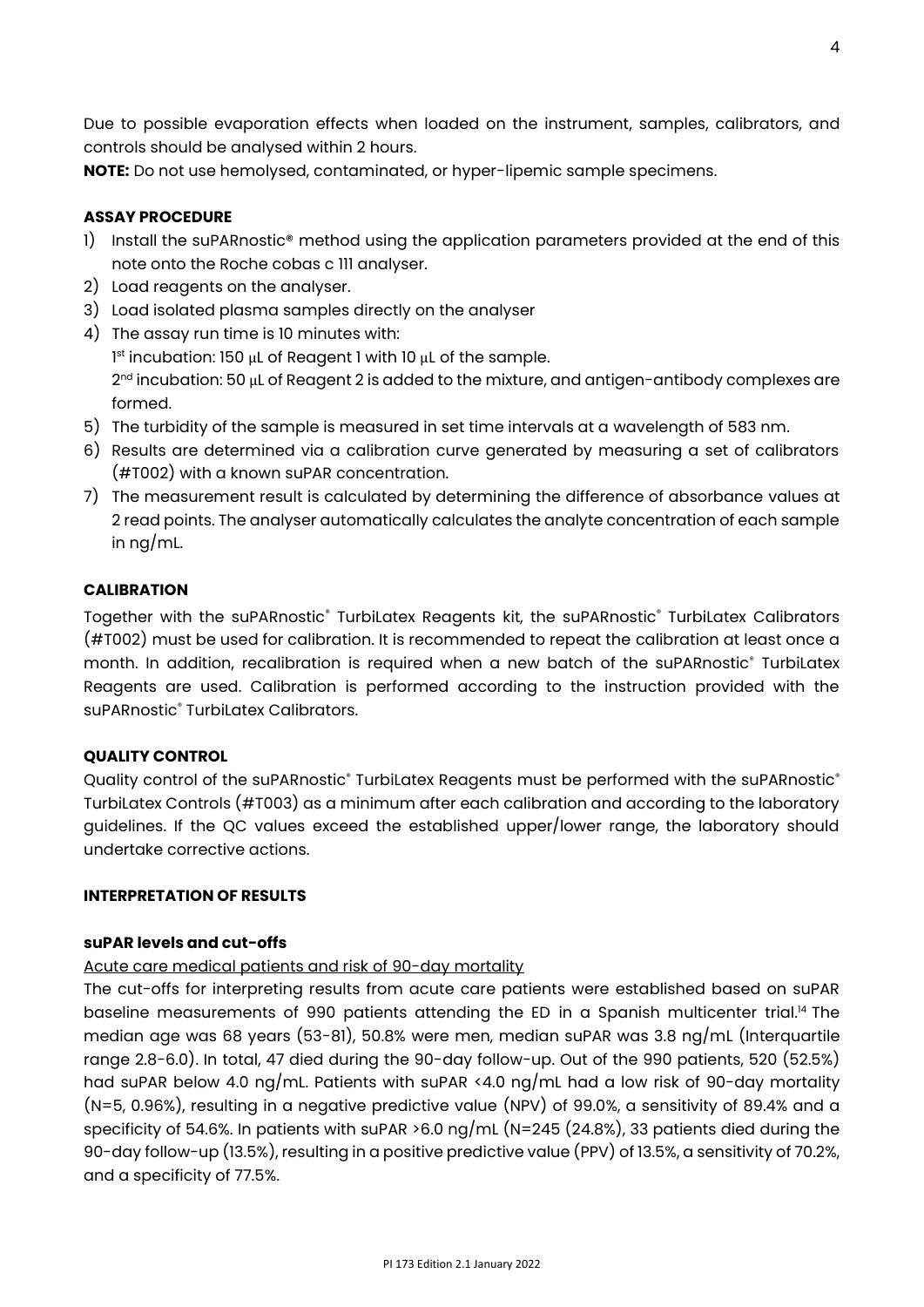Due to possible evaporation effects when loaded on the instrument, samples, calibrators, and controls should be analysed within 2 hours.

**NOTE:** Do not use hemolysed, contaminated, or hyper-lipemic sample specimens.

## ASSAY PROCEDURE

1) Install the suPARnostic® method using the application parameters provided at the end of this note onto the Roche cobas c 111 analyser.
2) Load reagents on the analyser.
3) Load isolated plasma samples directly on the analyser
4) The assay run time is 10 minutes with:
   1st incubation: 150 µL of Reagent 1 with 10 µL of the sample.
   2nd incubation: 50 µL of Reagent 2 is added to the mixture, and antigen-antibody complexes are formed.
5) The turbidity of the sample is measured in set time intervals at a wavelength of 583 nm.
6) Results are determined via a calibration curve generated by measuring a set of calibrators (#T002) with a known suPAR concentration.
7) The measurement result is calculated by determining the difference of absorbance values at 2 read points. The analyser automatically calculates the analyte concentration of each sample in ng/mL.

## CALIBRATION

Together with the suPARnostic® TurbiLatex Reagents kit, the suPARnostic® TurbiLatex Calibrators (#T002) must be used for calibration. It is recommended to repeat the calibration at least once a month. In addition, recalibration is required when a new batch of the suPARnostic® TurbiLatex Reagents are used. Calibration is performed according to the instruction provided with the suPARnostic® TurbiLatex Calibrators.

## QUALITY CONTROL

Quality control of the suPARnostic® TurbiLatex Reagents must be performed with the suPARnostic® TurbiLatex Controls (#T003) as a minimum after each calibration and according to the laboratory guidelines. If the QC values exceed the established upper/lower range, the laboratory should undertake corrective actions.

## INTERPRETATION OF RESULTS

### suPAR levels and cut-offs

Acute care medical patients and risk of 90-day mortality

The cut-offs for interpreting results from acute care patients were established based on suPAR baseline measurements of 990 patients attending the ED in a Spanish multicenter trial.[14] The median age was 68 years (53-81), 50.8% were men, median suPAR was 3.8 ng/mL (Interquartile range 2.8-6.0). In total, 47 died during the 90-day follow-up. Out of the 990 patients, 520 (52.5%) had suPAR below 4.0 ng/mL. Patients with suPAR <4.0 ng/mL had a low risk of 90-day mortality (N=5, 0.96%), resulting in a negative predictive value (NPV) of 99.0%, a sensitivity of 89.4% and a specificity of 54.6%. In patients with suPAR >6.0 ng/mL (N=245 (24.8%), 33 patients died during the 90-day follow-up (13.5%), resulting in a positive predictive value (PPV) of 13.5%, a sensitivity of 70.2%, and a specificity of 77.5%.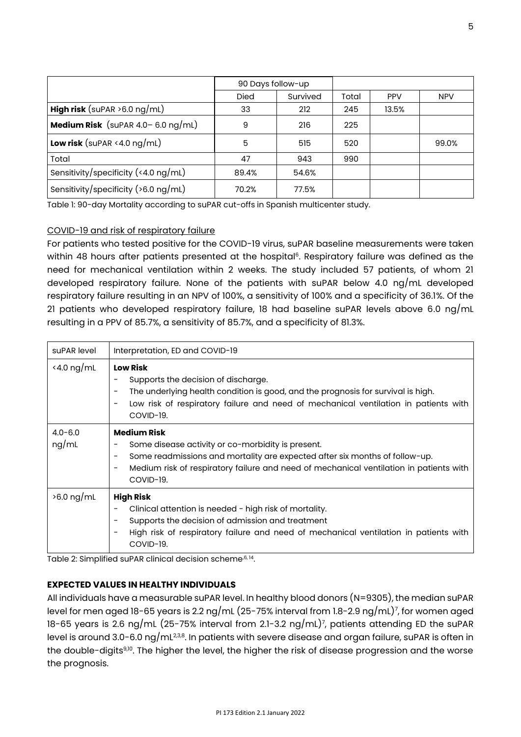| | 90 Days follow-up | | | | |
|---|---|---|---|---|---|
| | Died | Survived | Total | PPV | NPV |
| **High risk** (suPAR >6.0 ng/mL) | 33 | 212 | 245 | 13.5% | |
| **Medium Risk** (suPAR 4.0– 6.0 ng/mL) | 9 | 216 | 225 | | |
| **Low risk** (suPAR <4.0 ng/mL) | 5 | 515 | 520 | | 99.0% |
| Total | 47 | 943 | 990 | | |
| Sensitivity/specificity (<4.0 ng/mL) | 89.4% | 54.6% | | | |
| Sensitivity/specificity (>6.0 ng/mL) | 70.2% | 77.5% | | | |

Table 1: 90-day Mortality according to suPAR cut-offs in Spanish multicenter study.

<u>COVID-19 and risk of respiratory failure</u>

For patients who tested positive for the COVID-19 virus, suPAR baseline measurements were taken within 48 hours after patients presented at the hospital[6]. Respiratory failure was defined as the need for mechanical ventilation within 2 weeks. The study included 57 patients, of whom 21 developed respiratory failure. None of the patients with suPAR below 4.0 ng/mL developed respiratory failure resulting in an NPV of 100%, a sensitivity of 100% and a specificity of 36.1%. Of the 21 patients who developed respiratory failure, 18 had baseline suPAR levels above 6.0 ng/mL resulting in a PPV of 85.7%, a sensitivity of 85.7%, and a specificity of 81.3%.

| suPAR level | Interpretation, ED and COVID-19 |
|---|---|
| <4.0 ng/mL | **Low Risk**<br>- Supports the decision of discharge.<br>- The underlying health condition is good, and the prognosis for survival is high.<br>- Low risk of respiratory failure and need of mechanical ventilation in patients with COVID-19. |
| 4.0-6.0 ng/mL | **Medium Risk**<br>- Some disease activity or co-morbidity is present.<br>- Some readmissions and mortality are expected after six months of follow-up.<br>- Medium risk of respiratory failure and need of mechanical ventilation in patients with COVID-19. |
| >6.0 ng/mL | **High Risk**<br>- Clinical attention is needed - high risk of mortality.<br>- Supports the decision of admission and treatment<br>- High risk of respiratory failure and need of mechanical ventilation in patients with COVID-19. |

Table 2: Simplified suPAR clinical decision scheme[6,14].

## EXPECTED VALUES IN HEALTHY INDIVIDUALS

All individuals have a measurable suPAR level. In healthy blood donors (N=9305), the median suPAR level for men aged 18-65 years is 2.2 ng/mL (25-75% interval from 1.8-2.9 ng/mL)[7], for women aged 18-65 years is 2.6 ng/mL (25-75% interval from 2.1-3.2 ng/mL)[7], patients attending ED the suPAR level is around 3.0-6.0 ng/mL[2,3,8]. In patients with severe disease and organ failure, suPAR is often in the double-digits[9,10]. The higher the level, the higher the risk of disease progression and the worse the prognosis.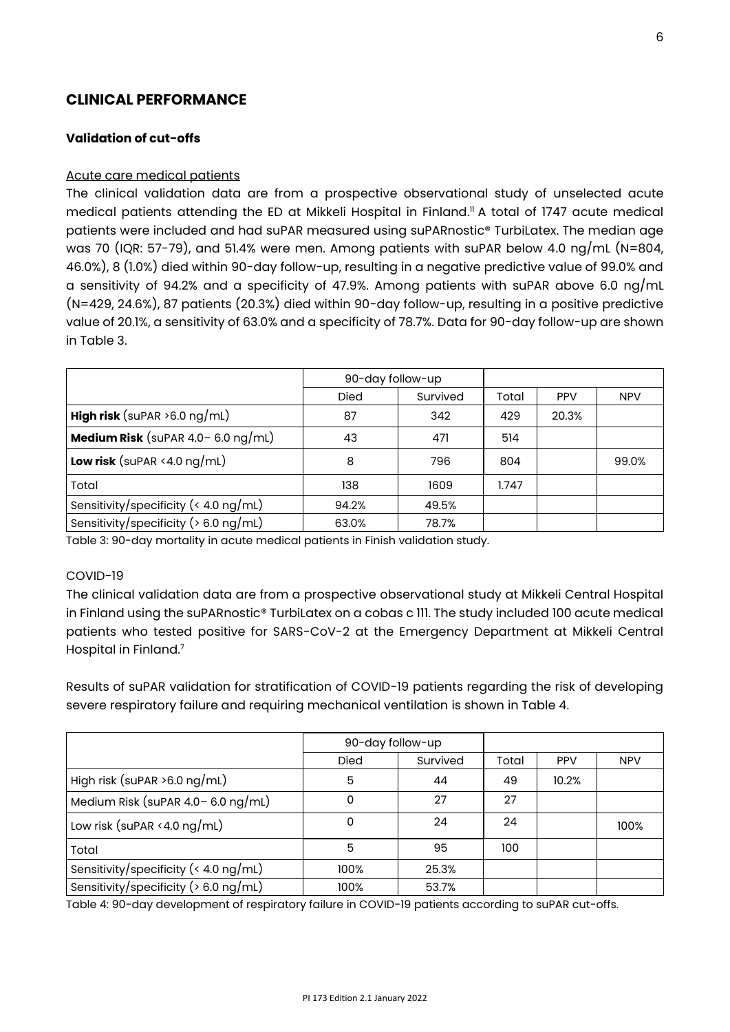## CLINICAL PERFORMANCE

### Validation of cut-offs

Acute care medical patients

The clinical validation data are from a prospective observational study of unselected acute medical patients attending the ED at Mikkeli Hospital in Finland.[11] A total of 1747 acute medical patients were included and had suPAR measured using suPARnostic® TurbiLatex. The median age was 70 (IQR: 57-79), and 51.4% were men. Among patients with suPAR below 4.0 ng/mL (N=804, 46.0%), 8 (1.0%) died within 90-day follow-up, resulting in a negative predictive value of 99.0% and a sensitivity of 94.2% and a specificity of 47.9%. Among patients with suPAR above 6.0 ng/mL (N=429, 24.6%), 87 patients (20.3%) died within 90-day follow-up, resulting in a positive predictive value of 20.1%, a sensitivity of 63.0% and a specificity of 78.7%. Data for 90-day follow-up are shown in Table 3.

| | 90-day follow-up | | | | |
|---|---|---|---|---|---|
| | Died | Survived | Total | PPV | NPV |
| **High risk** (suPAR >6.0 ng/mL) | 87 | 342 | 429 | 20.3% | |
| **Medium Risk** (suPAR 4.0– 6.0 ng/mL) | 43 | 471 | 514 | | |
| **Low risk** (suPAR <4.0 ng/mL) | 8 | 796 | 804 | | 99.0% |
| Total | 138 | 1609 | 1.747 | | |
| Sensitivity/specificity (< 4.0 ng/mL) | 94.2% | 49.5% | | | |
| Sensitivity/specificity (> 6.0 ng/mL) | 63.0% | 78.7% | | | |

Table 3: 90-day mortality in acute medical patients in Finish validation study.

COVID-19

The clinical validation data are from a prospective observational study at Mikkeli Central Hospital in Finland using the suPARnostic® TurbiLatex on a cobas c 111. The study included 100 acute medical patients who tested positive for SARS-CoV-2 at the Emergency Department at Mikkeli Central Hospital in Finland.[7]

Results of suPAR validation for stratification of COVID-19 patients regarding the risk of developing severe respiratory failure and requiring mechanical ventilation is shown in Table 4.

| | 90-day follow-up | | | | |
|---|---|---|---|---|---|
| | Died | Survived | Total | PPV | NPV |
| High risk (suPAR >6.0 ng/mL) | 5 | 44 | 49 | 10.2% | |
| Medium Risk (suPAR 4.0– 6.0 ng/mL) | 0 | 27 | 27 | | |
| Low risk (suPAR <4.0 ng/mL) | 0 | 24 | 24 | | 100% |
| Total | 5 | 95 | 100 | | |
| Sensitivity/specificity (< 4.0 ng/mL) | 100% | 25.3% | | | |
| Sensitivity/specificity (> 6.0 ng/mL) | 100% | 53.7% | | | |

Table 4: 90-day development of respiratory failure in COVID-19 patients according to suPAR cut-offs.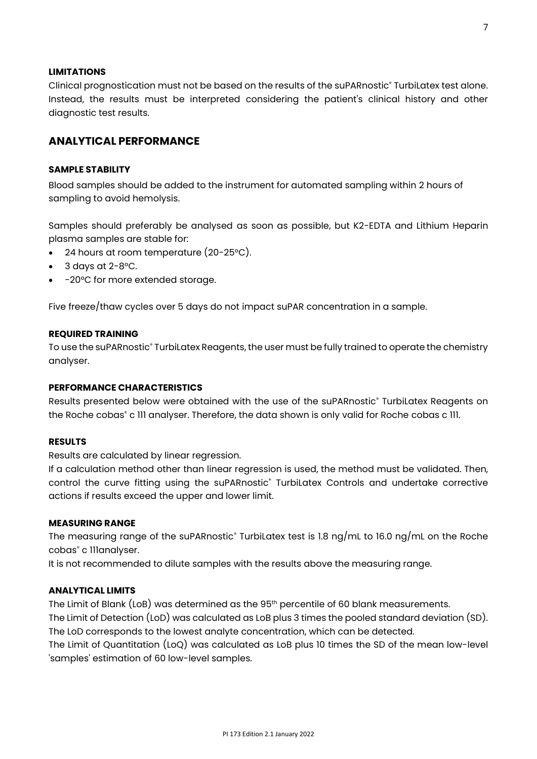**LIMITATIONS**

Clinical prognostication must not be based on the results of the suPARnostic® TurbiLatex test alone. Instead, the results must be interpreted considering the patient's clinical history and other diagnostic test results.

## ANALYTICAL PERFORMANCE

**SAMPLE STABILITY**

Blood samples should be added to the instrument for automated sampling within 2 hours of sampling to avoid hemolysis.

Samples should preferably be analysed as soon as possible, but K2-EDTA and Lithium Heparin plasma samples are stable for:

- 24 hours at room temperature (20-25ºC).
- 3 days at 2-8ºC.
- -20ºC for more extended storage.

Five freeze/thaw cycles over 5 days do not impact suPAR concentration in a sample.

**REQUIRED TRAINING**

To use the suPARnostic® TurbiLatex Reagents, the user must be fully trained to operate the chemistry analyser.

**PERFORMANCE CHARACTERISTICS**

Results presented below were obtained with the use of the suPARnostic® TurbiLatex Reagents on the Roche cobas® c 111 analyser. Therefore, the data shown is only valid for Roche cobas c 111.

**RESULTS**

Results are calculated by linear regression.

If a calculation method other than linear regression is used, the method must be validated. Then, control the curve fitting using the suPARnostic® TurbiLatex Controls and undertake corrective actions if results exceed the upper and lower limit.

**MEASURING RANGE**

The measuring range of the suPARnostic® TurbiLatex test is 1.8 ng/mL to 16.0 ng/mL on the Roche cobas® c 111analyser.

It is not recommended to dilute samples with the results above the measuring range.

**ANALYTICAL LIMITS**

The Limit of Blank (LoB) was determined as the 95th percentile of 60 blank measurements.

The Limit of Detection (LoD) was calculated as LoB plus 3 times the pooled standard deviation (SD). The LoD corresponds to the lowest analyte concentration, which can be detected.

The Limit of Quantitation (LoQ) was calculated as LoB plus 10 times the SD of the mean low-level 'samples' estimation of 60 low-level samples.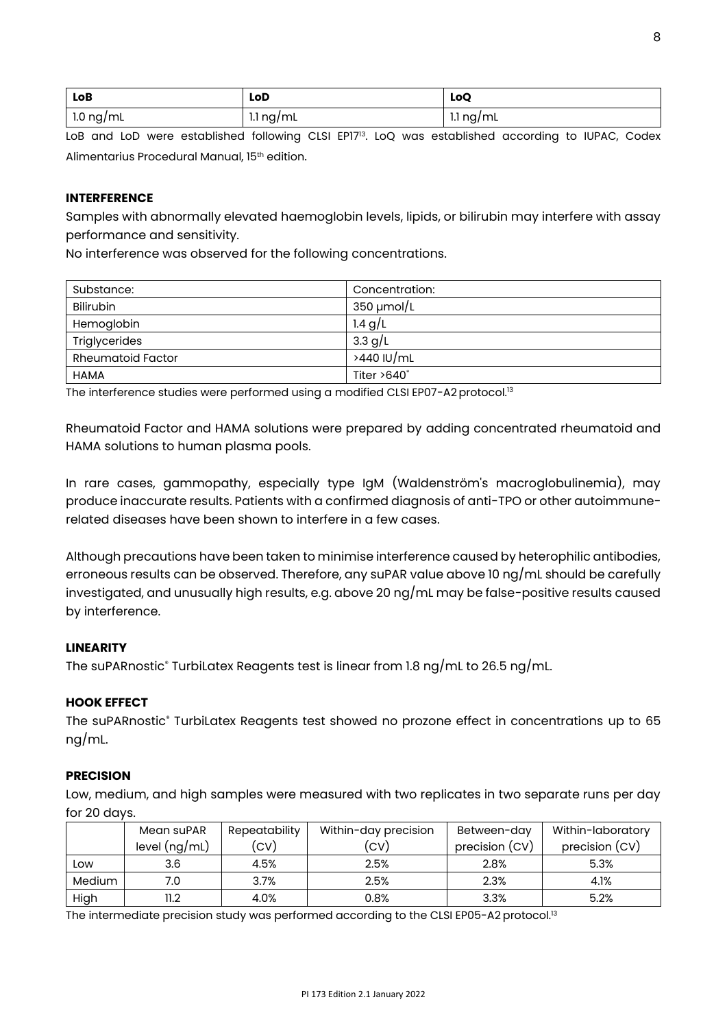| LoB | LoD | LoQ |
|---|---|---|
| 1.0 ng/mL | 1.1 ng/mL | 1.1 ng/mL |

LoB and LoD were established following CLSI EP17[13]. LoQ was established according to IUPAC, Codex Alimentarius Procedural Manual, 15th edition.

**INTERFERENCE**

Samples with abnormally elevated haemoglobin levels, lipids, or bilirubin may interfere with assay performance and sensitivity.

No interference was observed for the following concentrations.

| Substance: | Concentration: |
|---|---|
| Bilirubin | 350 µmol/L |
| Hemoglobin | 1.4 g/L |
| Triglycerides | 3.3 g/L |
| Rheumatoid Factor | >440 IU/mL |
| HAMA | Titer >640* |

The interference studies were performed using a modified CLSI EP07-A2 protocol.[13]

Rheumatoid Factor and HAMA solutions were prepared by adding concentrated rheumatoid and HAMA solutions to human plasma pools.

In rare cases, gammopathy, especially type IgM (Waldenström's macroglobulinemia), may produce inaccurate results. Patients with a confirmed diagnosis of anti-TPO or other autoimmune-related diseases have been shown to interfere in a few cases.

Although precautions have been taken to minimise interference caused by heterophilic antibodies, erroneous results can be observed. Therefore, any suPAR value above 10 ng/mL should be carefully investigated, and unusually high results, e.g. above 20 ng/mL may be false-positive results caused by interference.

**LINEARITY**

The suPARnostic® TurbiLatex Reagents test is linear from 1.8 ng/mL to 26.5 ng/mL.

**HOOK EFFECT**

The suPARnostic® TurbiLatex Reagents test showed no prozone effect in concentrations up to 65 ng/mL.

**PRECISION**

Low, medium, and high samples were measured with two replicates in two separate runs per day for 20 days.

| | Mean suPAR level (ng/mL) | Repeatability (CV) | Within-day precision (CV) | Between-day precision (CV) | Within-laboratory precision (CV) |
|---|---|---|---|---|---|
| Low | 3.6 | 4.5% | 2.5% | 2.8% | 5.3% |
| Medium | 7.0 | 3.7% | 2.5% | 2.3% | 4.1% |
| High | 11.2 | 4.0% | 0.8% | 3.3% | 5.2% |

The intermediate precision study was performed according to the CLSI EP05-A2 protocol.[13]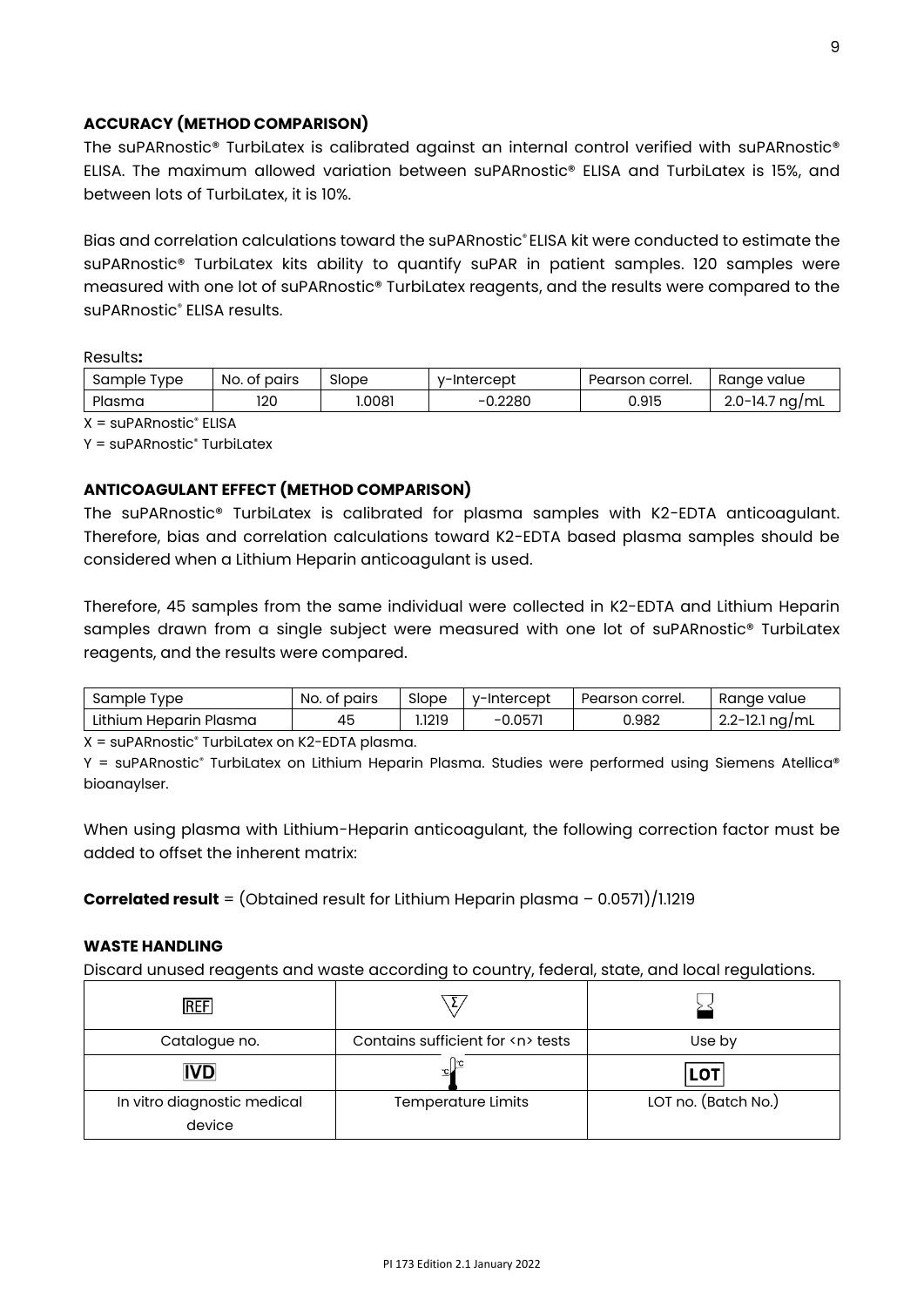## ACCURACY (METHOD COMPARISON)

The suPARnostic® TurbiLatex is calibrated against an internal control verified with suPARnostic® ELISA. The maximum allowed variation between suPARnostic® ELISA and TurbiLatex is 15%, and between lots of TurbiLatex, it is 10%.

Bias and correlation calculations toward the suPARnostic® ELISA kit were conducted to estimate the suPARnostic® TurbiLatex kits ability to quantify suPAR in patient samples. 120 samples were measured with one lot of suPARnostic® TurbiLatex reagents, and the results were compared to the suPARnostic® ELISA results.

Results**:**

| Sample Type | No. of pairs | Slope | y-Intercept | Pearson correl. | Range value |
|---|---|---|---|---|---|
| Plasma | 120 | 1.0081 | −0.2280 | 0.915 | 2.0-14.7 ng/mL |

X = suPARnostic® ELISA

Y = suPARnostic® TurbiLatex

## ANTICOAGULANT EFFECT (METHOD COMPARISON)

The suPARnostic® TurbiLatex is calibrated for plasma samples with K2-EDTA anticoagulant. Therefore, bias and correlation calculations toward K2-EDTA based plasma samples should be considered when a Lithium Heparin anticoagulant is used.

Therefore, 45 samples from the same individual were collected in K2-EDTA and Lithium Heparin samples drawn from a single subject were measured with one lot of suPARnostic® TurbiLatex reagents, and the results were compared.

| Sample Type | No. of pairs | Slope | y-Intercept | Pearson correl. | Range value |
|---|---|---|---|---|---|
| Lithium Heparin Plasma | 45 | 1.1219 | −0.0571 | 0.982 | 2.2-12.1 ng/mL |

X = suPARnostic® TurbiLatex on K2-EDTA plasma.

Y = suPARnostic® TurbiLatex on Lithium Heparin Plasma. Studies were performed using Siemens Atellica® bioanaylser.

When using plasma with Lithium-Heparin anticoagulant, the following correction factor must be added to offset the inherent matrix:

**Correlated result** = (Obtained result for Lithium Heparin plasma – 0.0571)/1.1219

### WASTE HANDLING

Discard unused reagents and waste according to country, federal, state, and local regulations.

| REF | Σ | ⧗ |
|---|---|---|
| Catalogue no. | Contains sufficient for <n> tests | Use by |
| IVD | 🌡 | LOT |
| In vitro diagnostic medical device | Temperature Limits | LOT no. (Batch No.) |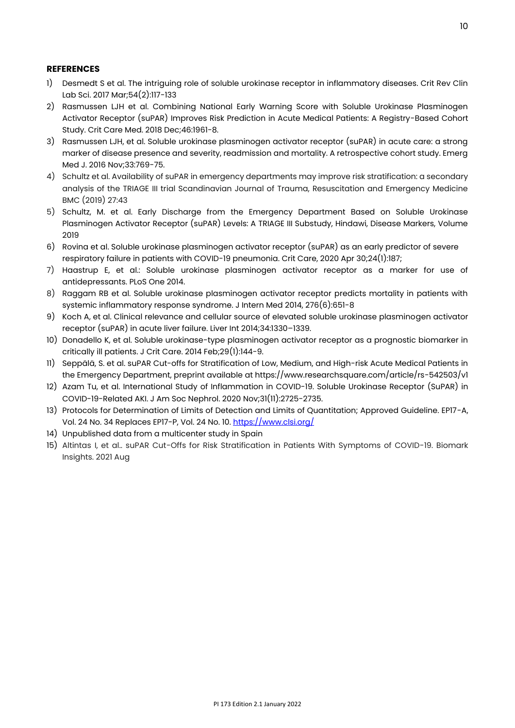**REFERENCES**

1) Desmedt S et al. The intriguing role of soluble urokinase receptor in inflammatory diseases. Crit Rev Clin Lab Sci. 2017 Mar;54(2):117-133
2) Rasmussen LJH et al. Combining National Early Warning Score with Soluble Urokinase Plasminogen Activator Receptor (suPAR) Improves Risk Prediction in Acute Medical Patients: A Registry-Based Cohort Study. Crit Care Med. 2018 Dec;46:1961-8.
3) Rasmussen LJH, et al. Soluble urokinase plasminogen activator receptor (suPAR) in acute care: a strong marker of disease presence and severity, readmission and mortality. A retrospective cohort study. Emerg Med J. 2016 Nov;33:769-75.
4) Schultz et al. Availability of suPAR in emergency departments may improve risk stratification: a secondary analysis of the TRIAGE III trial Scandinavian Journal of Trauma, Resuscitation and Emergency Medicine BMC (2019) 27:43
5) Schultz, M. et al. Early Discharge from the Emergency Department Based on Soluble Urokinase Plasminogen Activator Receptor (suPAR) Levels: A TRIAGE III Substudy, Hindawi, Disease Markers, Volume 2019
6) Rovina et al. Soluble urokinase plasminogen activator receptor (suPAR) as an early predictor of severe respiratory failure in patients with COVID-19 pneumonia. Crit Care, 2020 Apr 30;24(1):187;
7) Haastrup E, et al.: Soluble urokinase plasminogen activator receptor as a marker for use of antidepressants. PLoS One 2014.
8) Raggam RB et al. Soluble urokinase plasminogen activator receptor predicts mortality in patients with systemic inflammatory response syndrome. J Intern Med 2014, 276(6):651-8
9) Koch A, et al. Clinical relevance and cellular source of elevated soluble urokinase plasminogen activator receptor (suPAR) in acute liver failure. Liver Int 2014;34:1330–1339.
10) Donadello K, et al. Soluble urokinase-type plasminogen activator receptor as a prognostic biomarker in critically ill patients. J Crit Care. 2014 Feb;29(1):144-9.
11) Seppälä, S. et al. suPAR Cut-offs for Stratification of Low, Medium, and High-risk Acute Medical Patients in the Emergency Department, preprint available at https://www.researchsquare.com/article/rs-542503/v1
12) Azam Tu, et al. International Study of Inflammation in COVID-19. Soluble Urokinase Receptor (SuPAR) in COVID-19-Related AKI. J Am Soc Nephrol. 2020 Nov;31(11):2725-2735.
13) Protocols for Determination of Limits of Detection and Limits of Quantitation; Approved Guideline. EP17-A, Vol. 24 No. 34 Replaces EP17-P, Vol. 24 No. 10. https://www.clsi.org/
14) Unpublished data from a multicenter study in Spain
15) Altintas I, et al.. suPAR Cut-Offs for Risk Stratification in Patients With Symptoms of COVID-19. Biomark Insights. 2021 Aug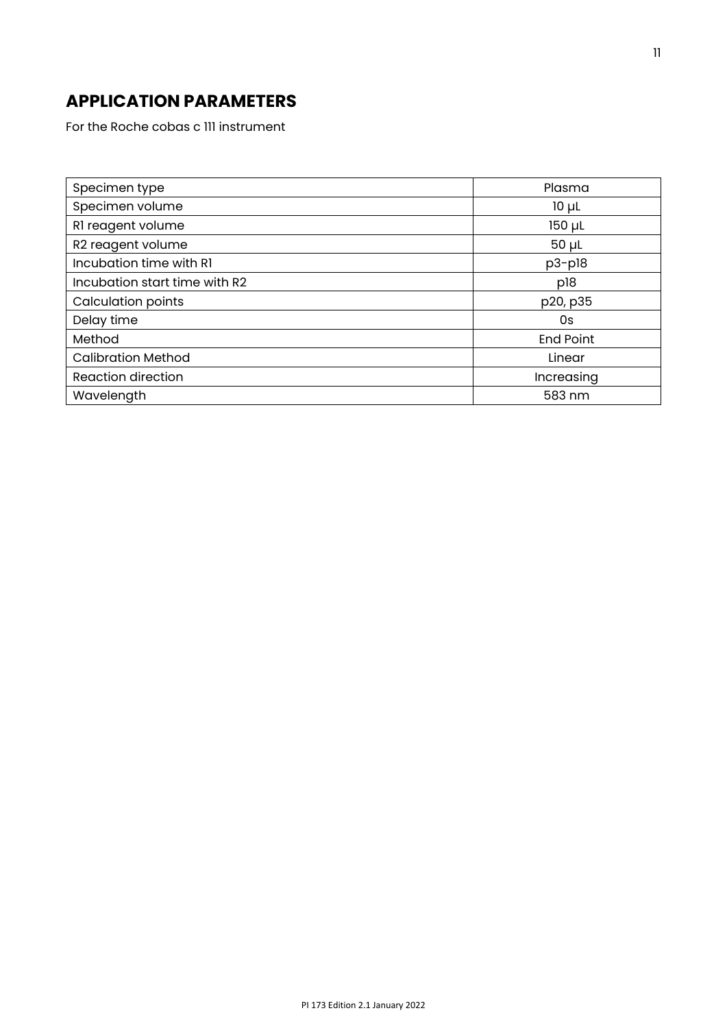## APPLICATION PARAMETERS

For the Roche cobas c 111 instrument

| | |
|---|---|
| Specimen type | Plasma |
| Specimen volume | 10 µL |
| R1 reagent volume | 150 µL |
| R2 reagent volume | 50 µL |
| Incubation time with R1 | p3-p18 |
| Incubation start time with R2 | p18 |
| Calculation points | p20, p35 |
| Delay time | 0s |
| Method | End Point |
| Calibration Method | Linear |
| Reaction direction | Increasing |
| Wavelength | 583 nm |